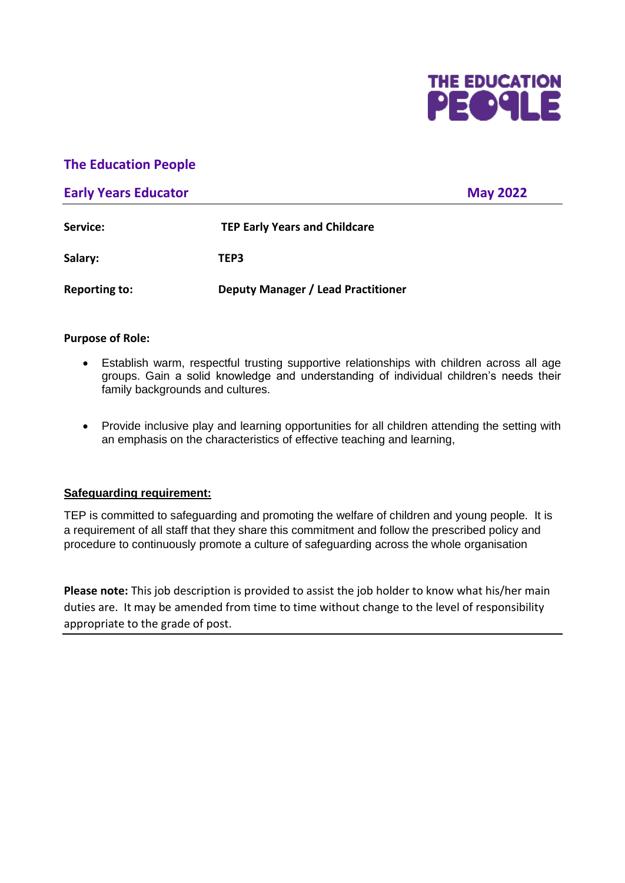THE EDUCATION PEOPLE

## The Education People

## Early Years Educator — May 2022

| | |
|---|---|
| **Service:** | **TEP Early Years and Childcare** |
| **Salary:** | **TEP3** |
| **Reporting to:** | **Deputy Manager / Lead Practitioner** |

**Purpose of Role:**

- Establish warm, respectful trusting supportive relationships with children across all age groups. Gain a solid knowledge and understanding of individual children's needs their family backgrounds and cultures.
- Provide inclusive play and learning opportunities for all children attending the setting with an emphasis on the characteristics of effective teaching and learning,

**Safeguarding requirement:**

TEP is committed to safeguarding and promoting the welfare of children and young people. It is a requirement of all staff that they share this commitment and follow the prescribed policy and procedure to continuously promote a culture of safeguarding across the whole organisation

**Please note:** This job description is provided to assist the job holder to know what his/her main duties are. It may be amended from time to time without change to the level of responsibility appropriate to the grade of post.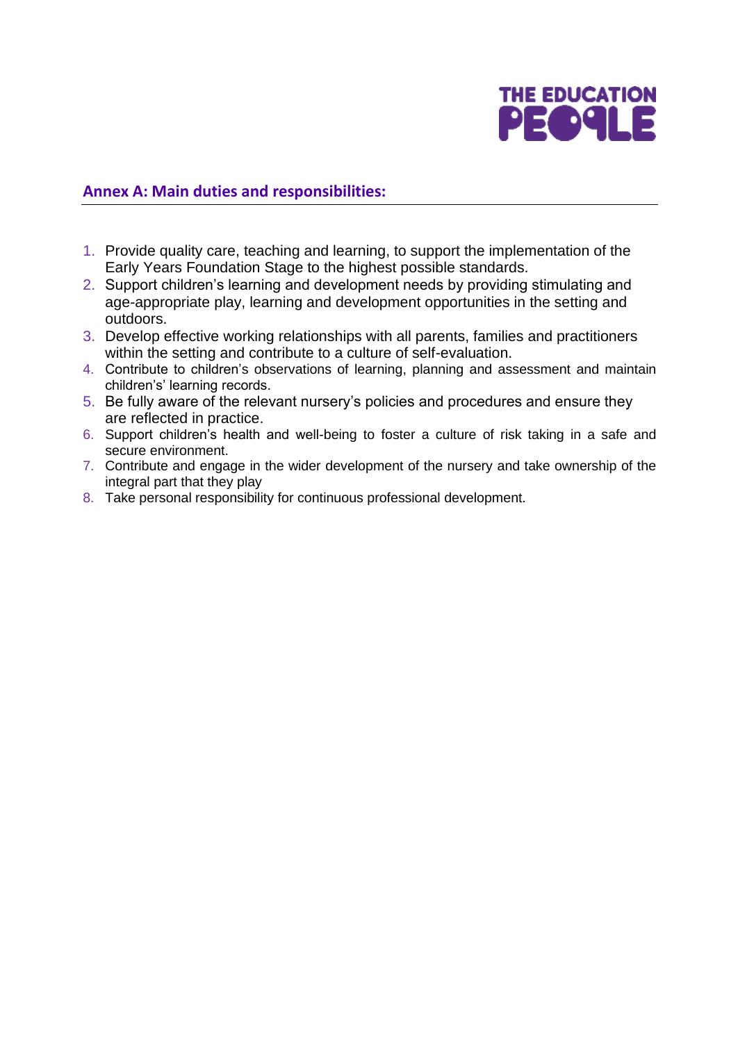## Annex A: Main duties and responsibilities:

1. Provide quality care, teaching and learning, to support the implementation of the Early Years Foundation Stage to the highest possible standards.
2. Support children's learning and development needs by providing stimulating and age-appropriate play, learning and development opportunities in the setting and outdoors.
3. Develop effective working relationships with all parents, families and practitioners within the setting and contribute to a culture of self-evaluation.
4. Contribute to children's observations of learning, planning and assessment and maintain children's' learning records.
5. Be fully aware of the relevant nursery's policies and procedures and ensure they are reflected in practice.
6. Support children's health and well-being to foster a culture of risk taking in a safe and secure environment.
7. Contribute and engage in the wider development of the nursery and take ownership of the integral part that they play
8. Take personal responsibility for continuous professional development.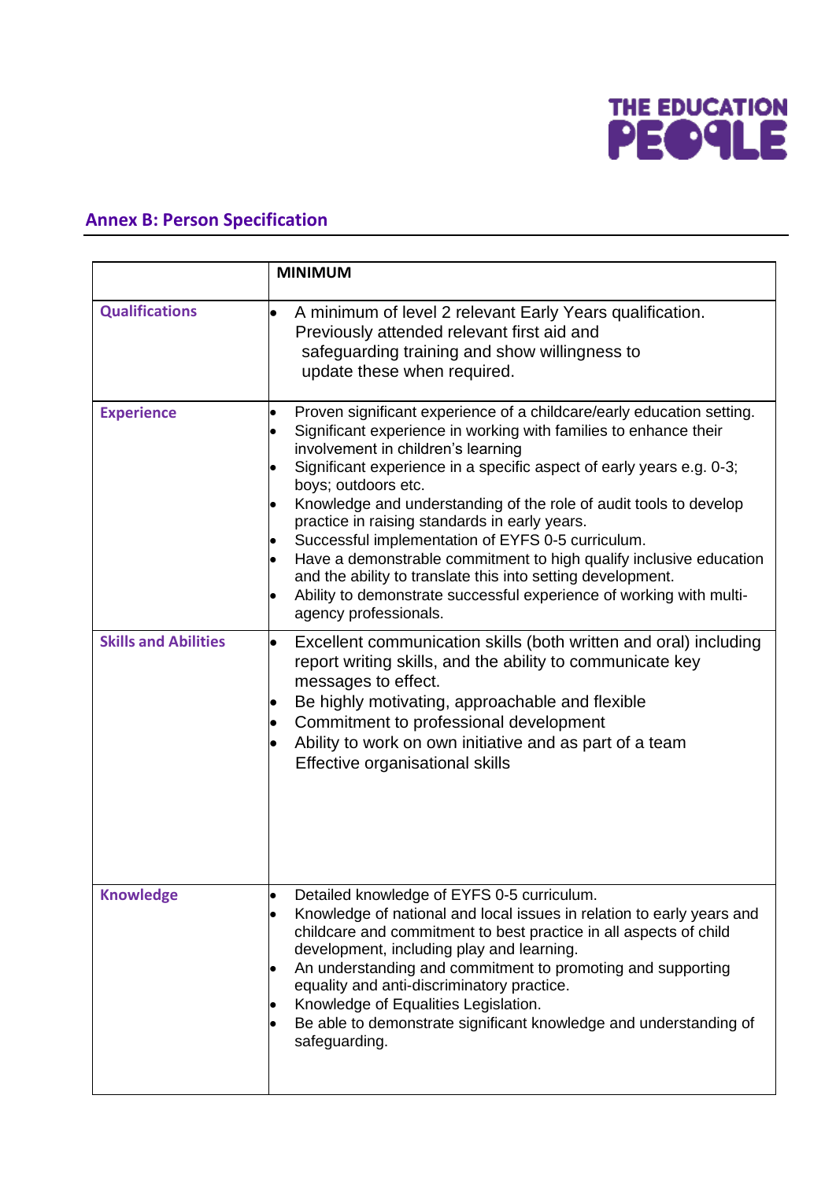## Annex B: Person Specification

| | MINIMUM |
|---|---|
| **Qualifications** | • A minimum of level 2 relevant Early Years qualification. Previously attended relevant first aid and safeguarding training and show willingness to update these when required. |
| **Experience** | • Proven significant experience of a childcare/early education setting.<br>• Significant experience in working with families to enhance their involvement in children's learning<br>• Significant experience in a specific aspect of early years e.g. 0-3; boys; outdoors etc.<br>• Knowledge and understanding of the role of audit tools to develop practice in raising standards in early years.<br>• Successful implementation of EYFS 0-5 curriculum.<br>• Have a demonstrable commitment to high qualify inclusive education and the ability to translate this into setting development.<br>• Ability to demonstrate successful experience of working with multi-agency professionals. |
| **Skills and Abilities** | • Excellent communication skills (both written and oral) including report writing skills, and the ability to communicate key messages to effect.<br>• Be highly motivating, approachable and flexible<br>• Commitment to professional development<br>• Ability to work on own initiative and as part of a team Effective organisational skills |
| **Knowledge** | • Detailed knowledge of EYFS 0-5 curriculum.<br>• Knowledge of national and local issues in relation to early years and childcare and commitment to best practice in all aspects of child development, including play and learning.<br>• An understanding and commitment to promoting and supporting equality and anti-discriminatory practice.<br>• Knowledge of Equalities Legislation.<br>• Be able to demonstrate significant knowledge and understanding of safeguarding. |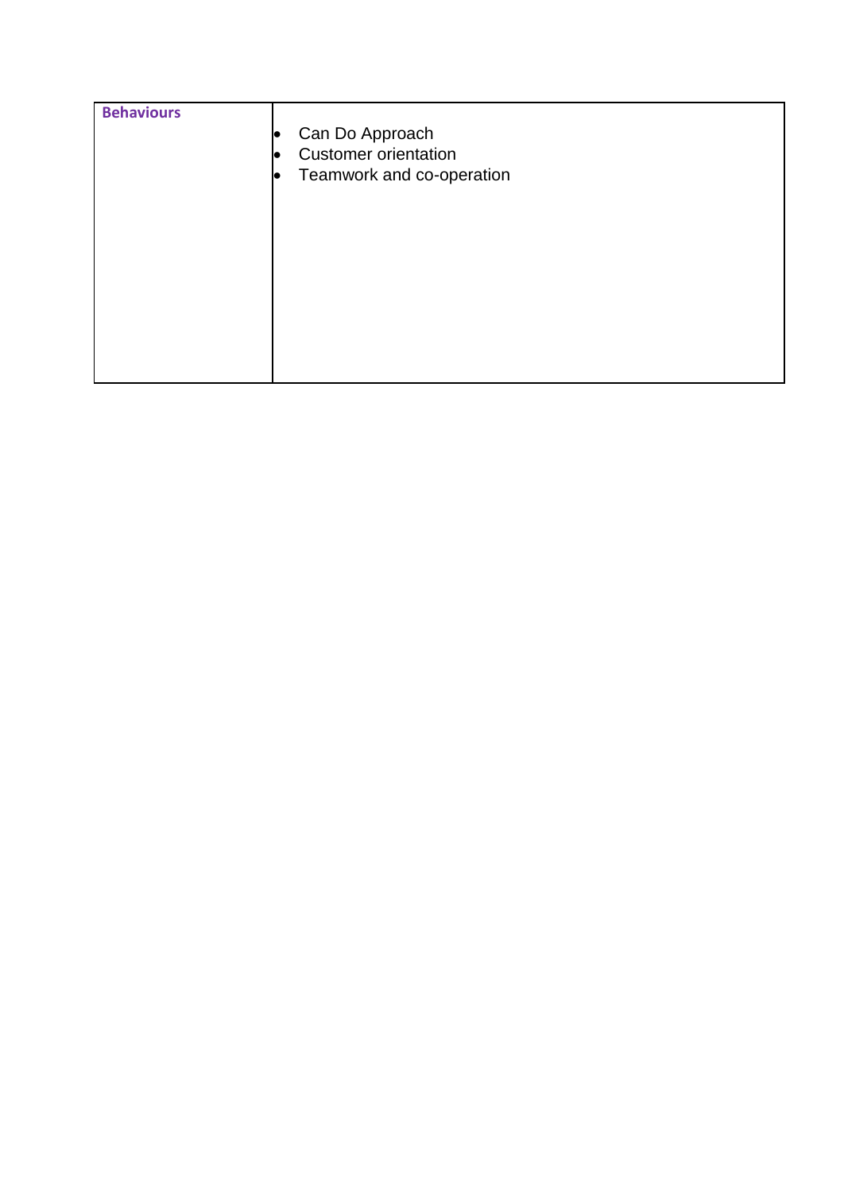| **Behaviours** | <ul><li>Can Do Approach</li><li>Customer orientation</li><li>Teamwork and co-operation</li></ul> |
| --- | --- |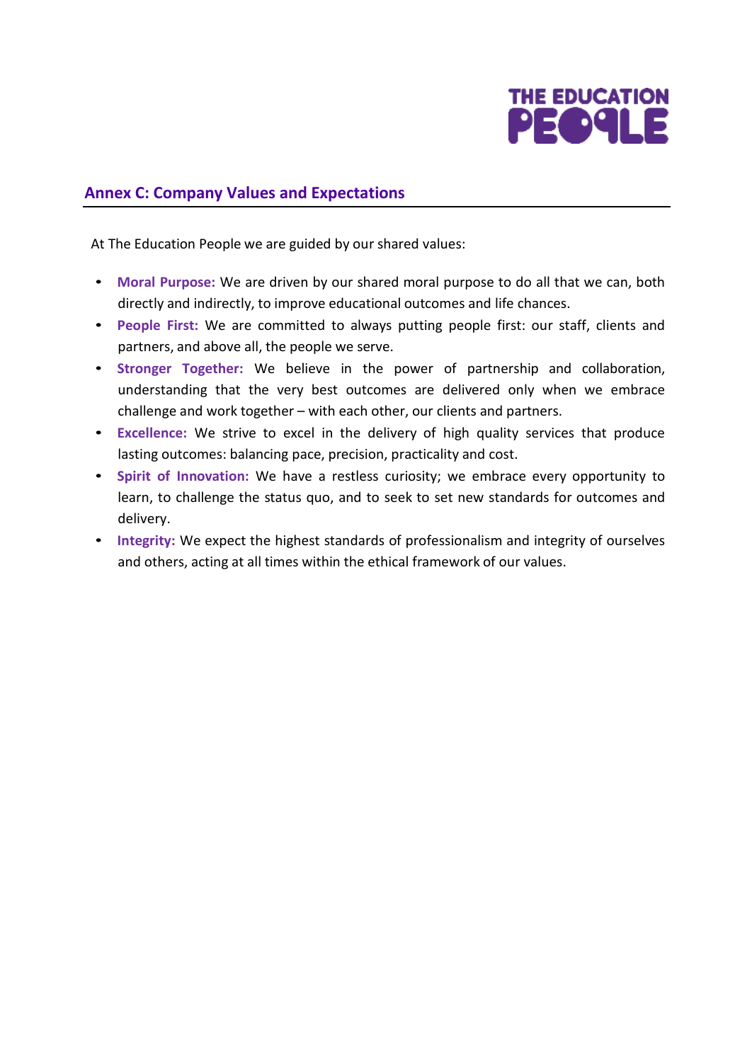## Annex C: Company Values and Expectations

At The Education People we are guided by our shared values:

- **Moral Purpose:** We are driven by our shared moral purpose to do all that we can, both directly and indirectly, to improve educational outcomes and life chances.
- **People First:** We are committed to always putting people first: our staff, clients and partners, and above all, the people we serve.
- **Stronger Together:** We believe in the power of partnership and collaboration, understanding that the very best outcomes are delivered only when we embrace challenge and work together – with each other, our clients and partners.
- **Excellence:** We strive to excel in the delivery of high quality services that produce lasting outcomes: balancing pace, precision, practicality and cost.
- **Spirit of Innovation:** We have a restless curiosity; we embrace every opportunity to learn, to challenge the status quo, and to seek to set new standards for outcomes and delivery.
- **Integrity:** We expect the highest standards of professionalism and integrity of ourselves and others, acting at all times within the ethical framework of our values.